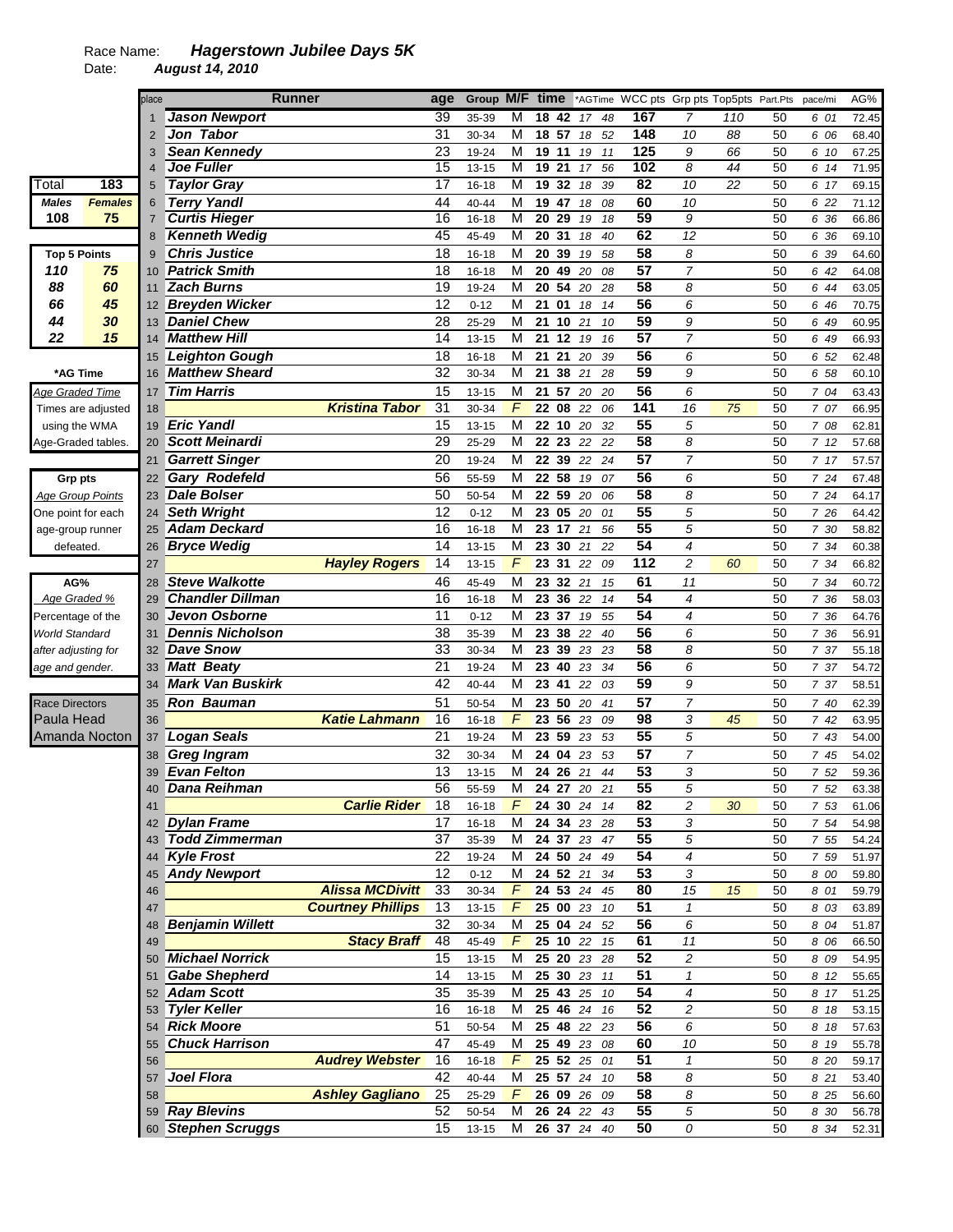Race Name: ***Hagerstown Jubilee Days 5K***

Date: ***August 14, 2010***

| Total | 183 |
|---|---|
| *Males* | *Females* |
| 108 | 75 |

| Top 5 Points | |
|---|---|
| 110 | 75 |
| 88 | 60 |
| 66 | 45 |
| 44 | 30 |
| 22 | 15 |

**\*AG Time**

Age Graded Time
Times are adjusted using the WMA Age-Graded tables.

**Grp pts**

Age Group Points
One point for each age-group runner defeated.

**AG%**

Age Graded %
Percentage of the World Standard after adjusting for age and gender.

Race Directors
Paula Head
Amanda Nocton

| place | Runner | age | Group | M/F | time | *AGTime | WCC pts | Grp pts | Top5pts | Part.Pts | pace/mi | AG% |
|---|---|---|---|---|---|---|---|---|---|---|---|---|
| 1 | Jason Newport | 39 | 35-39 | M | 18 42 | 17 48 | 167 | 7 | 110 | 50 | 6 01 | 72.45 |
| 2 | Jon Tabor | 31 | 30-34 | M | 18 57 | 18 52 | 148 | 10 | 88 | 50 | 6 06 | 68.40 |
| 3 | Sean Kennedy | 23 | 19-24 | M | 19 11 | 19 11 | 125 | 9 | 66 | 50 | 6 10 | 67.25 |
| 4 | Joe Fuller | 15 | 13-15 | M | 19 21 | 17 56 | 102 | 8 | 44 | 50 | 6 14 | 71.95 |
| 5 | Taylor Gray | 17 | 16-18 | M | 19 32 | 18 39 | 82 | 10 | 22 | 50 | 6 17 | 69.15 |
| 6 | Terry Yandl | 44 | 40-44 | M | 19 47 | 18 08 | 60 | 10 | | 50 | 6 22 | 71.12 |
| 7 | Curtis Hieger | 16 | 16-18 | M | 20 29 | 19 18 | 59 | 9 | | 50 | 6 36 | 66.86 |
| 8 | Kenneth Wedig | 45 | 45-49 | M | 20 31 | 18 40 | 62 | 12 | | 50 | 6 36 | 69.10 |
| 9 | Chris Justice | 18 | 16-18 | M | 20 39 | 19 58 | 58 | 8 | | 50 | 6 39 | 64.60 |
| 10 | Patrick Smith | 18 | 16-18 | M | 20 49 | 20 08 | 57 | 7 | | 50 | 6 42 | 64.08 |
| 11 | Zach Burns | 19 | 19-24 | M | 20 54 | 20 28 | 58 | 8 | | 50 | 6 44 | 63.05 |
| 12 | Breyden Wicker | 12 | 0-12 | M | 21 01 | 18 14 | 56 | 6 | | 50 | 6 46 | 70.75 |
| 13 | Daniel Chew | 28 | 25-29 | M | 21 10 | 21 10 | 59 | 9 | | 50 | 6 49 | 60.95 |
| 14 | Matthew Hill | 14 | 13-15 | M | 21 12 | 19 16 | 57 | 7 | | 50 | 6 49 | 66.93 |
| 15 | Leighton Gough | 18 | 16-18 | M | 21 21 | 20 39 | 56 | 6 | | 50 | 6 52 | 62.48 |
| 16 | Matthew Sheard | 32 | 30-34 | M | 21 38 | 21 28 | 59 | 9 | | 50 | 6 58 | 60.10 |
| 17 | Tim Harris | 15 | 13-15 | M | 21 57 | 20 20 | 56 | 6 | | 50 | 7 04 | 63.43 |
| 18 | Kristina Tabor | 31 | 30-34 | F | 22 08 | 22 06 | 141 | 16 | 75 | 50 | 7 07 | 66.95 |
| 19 | Eric Yandl | 15 | 13-15 | M | 22 10 | 20 32 | 55 | 5 | | 50 | 7 08 | 62.81 |
| 20 | Scott Meinardi | 29 | 25-29 | M | 22 23 | 22 22 | 58 | 8 | | 50 | 7 12 | 57.68 |
| 21 | Garrett Singer | 20 | 19-24 | M | 22 39 | 22 24 | 57 | 7 | | 50 | 7 17 | 57.57 |
| 22 | Gary Rodefeld | 56 | 55-59 | M | 22 58 | 19 07 | 56 | 6 | | 50 | 7 24 | 67.48 |
| 23 | Dale Bolser | 50 | 50-54 | M | 22 59 | 20 06 | 58 | 8 | | 50 | 7 24 | 64.17 |
| 24 | Seth Wright | 12 | 0-12 | M | 23 05 | 20 01 | 55 | 5 | | 50 | 7 26 | 64.42 |
| 25 | Adam Deckard | 16 | 16-18 | M | 23 17 | 21 56 | 55 | 5 | | 50 | 7 30 | 58.82 |
| 26 | Bryce Wedig | 14 | 13-15 | M | 23 30 | 21 22 | 54 | 4 | | 50 | 7 34 | 60.38 |
| 27 | Hayley Rogers | 14 | 13-15 | F | 23 31 | 22 09 | 112 | 2 | 60 | 50 | 7 34 | 66.82 |
| 28 | Steve Walkotte | 46 | 45-49 | M | 23 32 | 21 15 | 61 | 11 | | 50 | 7 34 | 60.72 |
| 29 | Chandler Dillman | 16 | 16-18 | M | 23 36 | 22 14 | 54 | 4 | | 50 | 7 36 | 58.03 |
| 30 | Jevon Osborne | 11 | 0-12 | M | 23 37 | 19 55 | 54 | 4 | | 50 | 7 36 | 64.76 |
| 31 | Dennis Nicholson | 38 | 35-39 | M | 23 38 | 22 40 | 56 | 6 | | 50 | 7 36 | 56.91 |
| 32 | Dave Snow | 33 | 30-34 | M | 23 39 | 23 23 | 58 | 8 | | 50 | 7 37 | 55.18 |
| 33 | Matt Beaty | 21 | 19-24 | M | 23 40 | 23 34 | 56 | 6 | | 50 | 7 37 | 54.72 |
| 34 | Mark Van Buskirk | 42 | 40-44 | M | 23 41 | 22 03 | 59 | 9 | | 50 | 7 37 | 58.51 |
| 35 | Ron Bauman | 51 | 50-54 | M | 23 50 | 20 41 | 57 | 7 | | 50 | 7 40 | 62.39 |
| 36 | Katie Lahmann | 16 | 16-18 | F | 23 56 | 23 09 | 98 | 3 | 45 | 50 | 7 42 | 63.95 |
| 37 | Logan Seals | 21 | 19-24 | M | 23 59 | 23 53 | 55 | 5 | | 50 | 7 43 | 54.00 |
| 38 | Greg Ingram | 32 | 30-34 | M | 24 04 | 23 53 | 57 | 7 | | 50 | 7 45 | 54.02 |
| 39 | Evan Felton | 13 | 13-15 | M | 24 26 | 21 44 | 53 | 3 | | 50 | 7 52 | 59.36 |
| 40 | Dana Reihman | 56 | 55-59 | M | 24 27 | 20 21 | 55 | 5 | | 50 | 7 52 | 63.38 |
| 41 | Carlie Rider | 18 | 16-18 | F | 24 30 | 24 14 | 82 | 2 | 30 | 50 | 7 53 | 61.06 |
| 42 | Dylan Frame | 17 | 16-18 | M | 24 34 | 23 28 | 53 | 3 | | 50 | 7 54 | 54.98 |
| 43 | Todd Zimmerman | 37 | 35-39 | M | 24 37 | 23 47 | 55 | 5 | | 50 | 7 55 | 54.24 |
| 44 | Kyle Frost | 22 | 19-24 | M | 24 50 | 24 49 | 54 | 4 | | 50 | 7 59 | 51.97 |
| 45 | Andy Newport | 12 | 0-12 | M | 24 52 | 21 34 | 53 | 3 | | 50 | 8 00 | 59.80 |
| 46 | Alissa MCDivitt | 33 | 30-34 | F | 24 53 | 24 45 | 80 | 15 | 15 | 50 | 8 01 | 59.79 |
| 47 | Courtney Phillips | 13 | 13-15 | F | 25 00 | 23 10 | 51 | 1 | | 50 | 8 03 | 63.89 |
| 48 | Benjamin Willett | 32 | 30-34 | M | 25 04 | 24 52 | 56 | 6 | | 50 | 8 04 | 51.87 |
| 49 | Stacy Braff | 48 | 45-49 | F | 25 10 | 22 15 | 61 | 11 | | 50 | 8 06 | 66.50 |
| 50 | Michael Norrick | 15 | 13-15 | M | 25 20 | 23 28 | 52 | 2 | | 50 | 8 09 | 54.95 |
| 51 | Gabe Shepherd | 14 | 13-15 | M | 25 30 | 23 11 | 51 | 1 | | 50 | 8 12 | 55.65 |
| 52 | Adam Scott | 35 | 35-39 | M | 25 43 | 25 10 | 54 | 4 | | 50 | 8 17 | 51.25 |
| 53 | Tyler Keller | 16 | 16-18 | M | 25 46 | 24 16 | 52 | 2 | | 50 | 8 18 | 53.15 |
| 54 | Rick Moore | 51 | 50-54 | M | 25 48 | 22 23 | 56 | 6 | | 50 | 8 18 | 57.63 |
| 55 | Chuck Harrison | 47 | 45-49 | M | 25 49 | 23 08 | 60 | 10 | | 50 | 8 19 | 55.78 |
| 56 | Audrey Webster | 16 | 16-18 | F | 25 52 | 25 01 | 51 | 1 | | 50 | 8 20 | 59.17 |
| 57 | Joel Flora | 42 | 40-44 | M | 25 57 | 24 10 | 58 | 8 | | 50 | 8 21 | 53.40 |
| 58 | Ashley Gagliano | 25 | 25-29 | F | 26 09 | 26 09 | 58 | 8 | | 50 | 8 25 | 56.60 |
| 59 | Ray Blevins | 52 | 50-54 | M | 26 24 | 22 43 | 55 | 5 | | 50 | 8 30 | 56.78 |
| 60 | Stephen Scruggs | 15 | 13-15 | M | 26 37 | 24 40 | 50 | 0 | | 50 | 8 34 | 52.31 |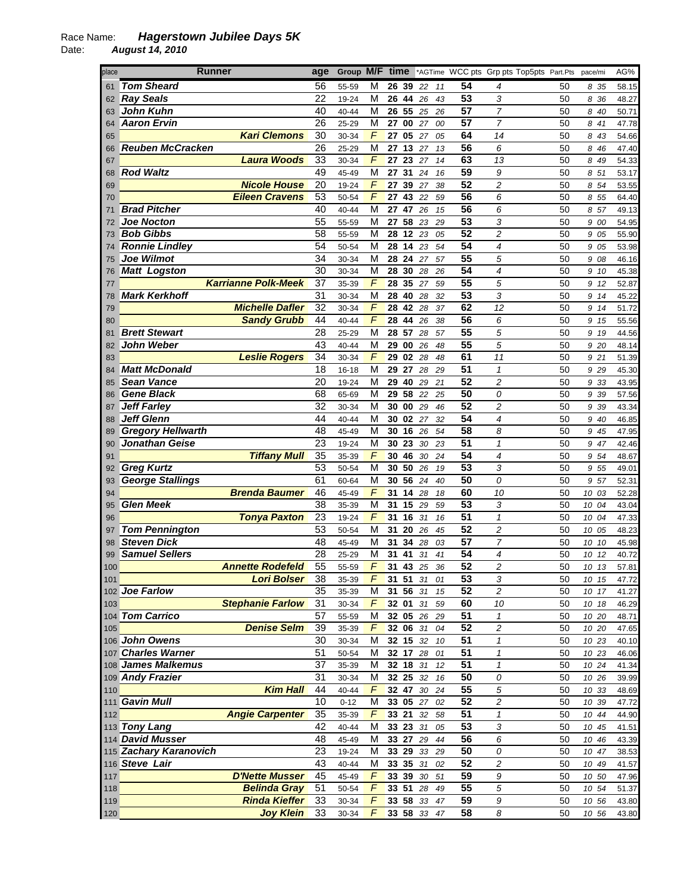Race Name: ***Hagerstown Jubilee Days 5K***
Date: ***August 14, 2010***

| place | Runner | age | Group | M/F | time | *AGTime | WCC pts | Grp pts | Top5pts | Part.Pts | pace/mi | AG% |
|---|---|---|---|---|---|---|---|---|---|---|---|---|
| 61 | Tom Sheard | 56 | 55-59 | M | 26 39 | 22 11 | 54 | 4 | | 50 | 8 35 | 58.15 |
| 62 | Ray Seals | 22 | 19-24 | M | 26 44 | 26 43 | 53 | 3 | | 50 | 8 36 | 48.27 |
| 63 | John Kuhn | 40 | 40-44 | M | 26 55 | 25 26 | 57 | 7 | | 50 | 8 40 | 50.71 |
| 64 | Aaron Ervin | 26 | 25-29 | M | 27 00 | 27 00 | 57 | 7 | | 50 | 8 41 | 47.78 |
| 65 | Kari Clemons | 30 | 30-34 | F | 27 05 | 27 05 | 64 | 14 | | 50 | 8 43 | 54.66 |
| 66 | Reuben McCracken | 26 | 25-29 | M | 27 13 | 27 13 | 56 | 6 | | 50 | 8 46 | 47.40 |
| 67 | Laura Woods | 33 | 30-34 | F | 27 23 | 27 14 | 63 | 13 | | 50 | 8 49 | 54.33 |
| 68 | Rod Waltz | 49 | 45-49 | M | 27 31 | 24 16 | 59 | 9 | | 50 | 8 51 | 53.17 |
| 69 | Nicole House | 20 | 19-24 | F | 27 39 | 27 38 | 52 | 2 | | 50 | 8 54 | 53.55 |
| 70 | Eileen Cravens | 53 | 50-54 | F | 27 43 | 22 59 | 56 | 6 | | 50 | 8 55 | 64.40 |
| 71 | Brad Pitcher | 40 | 40-44 | M | 27 47 | 26 15 | 56 | 6 | | 50 | 8 57 | 49.13 |
| 72 | Joe Nocton | 55 | 55-59 | M | 27 58 | 23 29 | 53 | 3 | | 50 | 9 00 | 54.95 |
| 73 | Bob Gibbs | 58 | 55-59 | M | 28 12 | 23 05 | 52 | 2 | | 50 | 9 05 | 55.90 |
| 74 | Ronnie Lindley | 54 | 50-54 | M | 28 14 | 23 54 | 54 | 4 | | 50 | 9 05 | 53.98 |
| 75 | Joe Wilmot | 34 | 30-34 | M | 28 24 | 27 57 | 55 | 5 | | 50 | 9 08 | 46.16 |
| 76 | Matt Logston | 30 | 30-34 | M | 28 30 | 28 26 | 54 | 4 | | 50 | 9 10 | 45.38 |
| 77 | Karrianne Polk-Meek | 37 | 35-39 | F | 28 35 | 27 59 | 55 | 5 | | 50 | 9 12 | 52.87 |
| 78 | Mark Kerkhoff | 31 | 30-34 | M | 28 40 | 28 32 | 53 | 3 | | 50 | 9 14 | 45.22 |
| 79 | Michelle Dafler | 32 | 30-34 | F | 28 42 | 28 37 | 62 | 12 | | 50 | 9 14 | 51.72 |
| 80 | Sandy Grubb | 44 | 40-44 | F | 28 44 | 26 38 | 56 | 6 | | 50 | 9 15 | 55.56 |
| 81 | Brett Stewart | 28 | 25-29 | M | 28 57 | 28 57 | 55 | 5 | | 50 | 9 19 | 44.56 |
| 82 | John Weber | 43 | 40-44 | M | 29 00 | 26 48 | 55 | 5 | | 50 | 9 20 | 48.14 |
| 83 | Leslie Rogers | 34 | 30-34 | F | 29 02 | 28 48 | 61 | 11 | | 50 | 9 21 | 51.39 |
| 84 | Matt McDonald | 18 | 16-18 | M | 29 27 | 28 29 | 51 | 1 | | 50 | 9 29 | 45.30 |
| 85 | Sean Vance | 20 | 19-24 | M | 29 40 | 29 21 | 52 | 2 | | 50 | 9 33 | 43.95 |
| 86 | Gene Black | 68 | 65-69 | M | 29 58 | 22 25 | 50 | 0 | | 50 | 9 39 | 57.56 |
| 87 | Jeff Farley | 32 | 30-34 | M | 30 00 | 29 46 | 52 | 2 | | 50 | 9 39 | 43.34 |
| 88 | Jeff Glenn | 44 | 40-44 | M | 30 02 | 27 32 | 54 | 4 | | 50 | 9 40 | 46.85 |
| 89 | Gregory Hellwarth | 48 | 45-49 | M | 30 16 | 26 54 | 58 | 8 | | 50 | 9 45 | 47.95 |
| 90 | Jonathan Geise | 23 | 19-24 | M | 30 23 | 30 23 | 51 | 1 | | 50 | 9 47 | 42.46 |
| 91 | Tiffany Mull | 35 | 35-39 | F | 30 46 | 30 24 | 54 | 4 | | 50 | 9 54 | 48.67 |
| 92 | Greg Kurtz | 53 | 50-54 | M | 30 50 | 26 19 | 53 | 3 | | 50 | 9 55 | 49.01 |
| 93 | George Stallings | 61 | 60-64 | M | 30 56 | 24 40 | 50 | 0 | | 50 | 9 57 | 52.31 |
| 94 | Brenda Baumer | 46 | 45-49 | F | 31 14 | 28 18 | 60 | 10 | | 50 | 10 03 | 52.28 |
| 95 | Glen Meek | 38 | 35-39 | M | 31 15 | 29 59 | 53 | 3 | | 50 | 10 04 | 43.04 |
| 96 | Tonya Paxton | 23 | 19-24 | F | 31 16 | 31 16 | 51 | 1 | | 50 | 10 04 | 47.33 |
| 97 | Tom Pennington | 53 | 50-54 | M | 31 20 | 26 45 | 52 | 2 | | 50 | 10 05 | 48.23 |
| 98 | Steven Dick | 48 | 45-49 | M | 31 34 | 28 03 | 57 | 7 | | 50 | 10 10 | 45.98 |
| 99 | Samuel Sellers | 28 | 25-29 | M | 31 41 | 31 41 | 54 | 4 | | 50 | 10 12 | 40.72 |
| 100 | Annette Rodefeld | 55 | 55-59 | F | 31 43 | 25 36 | 52 | 2 | | 50 | 10 13 | 57.81 |
| 101 | Lori Bolser | 38 | 35-39 | F | 31 51 | 31 01 | 53 | 3 | | 50 | 10 15 | 47.72 |
| 102 | Joe Farlow | 35 | 35-39 | M | 31 56 | 31 15 | 52 | 2 | | 50 | 10 17 | 41.27 |
| 103 | Stephanie Farlow | 31 | 30-34 | F | 32 01 | 31 59 | 60 | 10 | | 50 | 10 18 | 46.29 |
| 104 | Tom Carrico | 57 | 55-59 | M | 32 05 | 26 29 | 51 | 1 | | 50 | 10 20 | 48.71 |
| 105 | Denise Selm | 39 | 35-39 | F | 32 06 | 31 04 | 52 | 2 | | 50 | 10 20 | 47.65 |
| 106 | John Owens | 30 | 30-34 | M | 32 15 | 32 10 | 51 | 1 | | 50 | 10 23 | 40.10 |
| 107 | Charles Warner | 51 | 50-54 | M | 32 17 | 28 01 | 51 | 1 | | 50 | 10 23 | 46.06 |
| 108 | James Malkemus | 37 | 35-39 | M | 32 18 | 31 12 | 51 | 1 | | 50 | 10 24 | 41.34 |
| 109 | Andy Frazier | 31 | 30-34 | M | 32 25 | 32 16 | 50 | 0 | | 50 | 10 26 | 39.99 |
| 110 | Kim Hall | 44 | 40-44 | F | 32 47 | 30 24 | 55 | 5 | | 50 | 10 33 | 48.69 |
| 111 | Gavin Mull | 10 | 0-12 | M | 33 05 | 27 02 | 52 | 2 | | 50 | 10 39 | 47.72 |
| 112 | Angie Carpenter | 35 | 35-39 | F | 33 21 | 32 58 | 51 | 1 | | 50 | 10 44 | 44.90 |
| 113 | Tony Lang | 42 | 40-44 | M | 33 23 | 31 05 | 53 | 3 | | 50 | 10 45 | 41.51 |
| 114 | David Musser | 48 | 45-49 | M | 33 27 | 29 44 | 56 | 6 | | 50 | 10 46 | 43.39 |
| 115 | Zachary Karanovich | 23 | 19-24 | M | 33 29 | 33 29 | 50 | 0 | | 50 | 10 47 | 38.53 |
| 116 | Steve Lair | 43 | 40-44 | M | 33 35 | 31 02 | 52 | 2 | | 50 | 10 49 | 41.57 |
| 117 | D'Nette Musser | 45 | 45-49 | F | 33 39 | 30 51 | 59 | 9 | | 50 | 10 50 | 47.96 |
| 118 | Belinda Gray | 51 | 50-54 | F | 33 51 | 28 49 | 55 | 5 | | 50 | 10 54 | 51.37 |
| 119 | Rinda Kieffer | 33 | 30-34 | F | 33 58 | 33 47 | 59 | 9 | | 50 | 10 56 | 43.80 |
| 120 | Joy Klein | 33 | 30-34 | F | 33 58 | 33 47 | 58 | 8 | | 50 | 10 56 | 43.80 |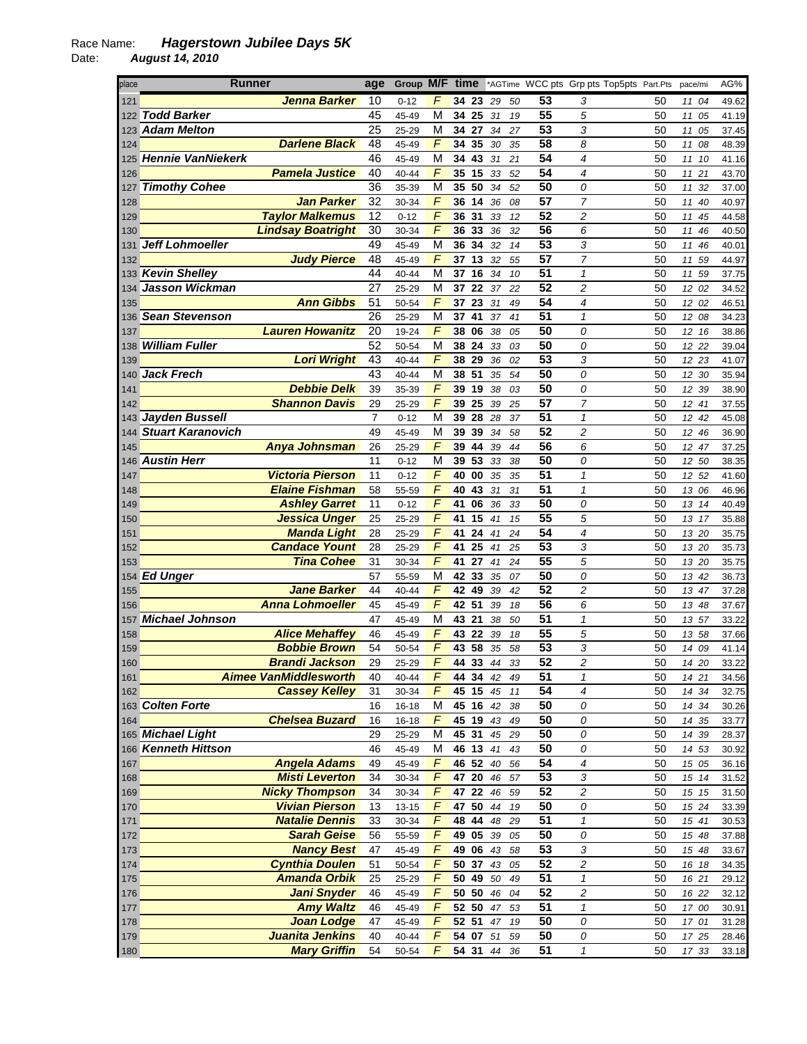Race Name: ***Hagerstown Jubilee Days 5K***
Date: ***August 14, 2010***

| place | Runner | age | Group | M/F | time | | *AGTime | | WCC pts | Grp pts | Top5pts | Part.Pts | pace/mi | AG% |
|---|---|---|---|---|---|---|---|---|---|---|---|---|---|---|
| 121 | Jenna Barker | 10 | 0-12 | F | 34 | 23 | 29 | 50 | 53 | 3 | | 50 | 11 04 | 49.62 |
| 122 | Todd Barker | 45 | 45-49 | M | 34 | 25 | 31 | 19 | 55 | 5 | | 50 | 11 05 | 41.19 |
| 123 | Adam Melton | 25 | 25-29 | M | 34 | 27 | 34 | 27 | 53 | 3 | | 50 | 11 05 | 37.45 |
| 124 | Darlene Black | 48 | 45-49 | F | 34 | 35 | 30 | 35 | 58 | 8 | | 50 | 11 08 | 48.39 |
| 125 | Hennie VanNiekerk | 46 | 45-49 | M | 34 | 43 | 31 | 21 | 54 | 4 | | 50 | 11 10 | 41.16 |
| 126 | Pamela Justice | 40 | 40-44 | F | 35 | 15 | 33 | 52 | 54 | 4 | | 50 | 11 21 | 43.70 |
| 127 | Timothy Cohee | 36 | 35-39 | M | 35 | 50 | 34 | 52 | 50 | 0 | | 50 | 11 32 | 37.00 |
| 128 | Jan Parker | 32 | 30-34 | F | 36 | 14 | 36 | 08 | 57 | 7 | | 50 | 11 40 | 40.97 |
| 129 | Taylor Malkemus | 12 | 0-12 | F | 36 | 31 | 33 | 12 | 52 | 2 | | 50 | 11 45 | 44.58 |
| 130 | Lindsay Boatright | 30 | 30-34 | F | 36 | 33 | 36 | 32 | 56 | 6 | | 50 | 11 46 | 40.50 |
| 131 | Jeff Lohmoeller | 49 | 45-49 | M | 36 | 34 | 32 | 14 | 53 | 3 | | 50 | 11 46 | 40.01 |
| 132 | Judy Pierce | 48 | 45-49 | F | 37 | 13 | 32 | 55 | 57 | 7 | | 50 | 11 59 | 44.97 |
| 133 | Kevin Shelley | 44 | 40-44 | M | 37 | 16 | 34 | 10 | 51 | 1 | | 50 | 11 59 | 37.75 |
| 134 | Jasson Wickman | 27 | 25-29 | M | 37 | 22 | 37 | 22 | 52 | 2 | | 50 | 12 02 | 34.52 |
| 135 | Ann Gibbs | 51 | 50-54 | F | 37 | 23 | 31 | 49 | 54 | 4 | | 50 | 12 02 | 46.51 |
| 136 | Sean Stevenson | 26 | 25-29 | M | 37 | 41 | 37 | 41 | 51 | 1 | | 50 | 12 08 | 34.23 |
| 137 | Lauren Howanitz | 20 | 19-24 | F | 38 | 06 | 38 | 05 | 50 | 0 | | 50 | 12 16 | 38.86 |
| 138 | William Fuller | 52 | 50-54 | M | 38 | 24 | 33 | 03 | 50 | 0 | | 50 | 12 22 | 39.04 |
| 139 | Lori Wright | 43 | 40-44 | F | 38 | 29 | 36 | 02 | 53 | 3 | | 50 | 12 23 | 41.07 |
| 140 | Jack Frech | 43 | 40-44 | M | 38 | 51 | 35 | 54 | 50 | 0 | | 50 | 12 30 | 35.94 |
| 141 | Debbie Delk | 39 | 35-39 | F | 39 | 19 | 38 | 03 | 50 | 0 | | 50 | 12 39 | 38.90 |
| 142 | Shannon Davis | 29 | 25-29 | F | 39 | 25 | 39 | 25 | 57 | 7 | | 50 | 12 41 | 37.55 |
| 143 | Jayden Bussell | 7 | 0-12 | M | 39 | 28 | 28 | 37 | 51 | 1 | | 50 | 12 42 | 45.08 |
| 144 | Stuart Karanovich | 49 | 45-49 | M | 39 | 39 | 34 | 58 | 52 | 2 | | 50 | 12 46 | 36.90 |
| 145 | Anya Johnsman | 26 | 25-29 | F | 39 | 44 | 39 | 44 | 56 | 6 | | 50 | 12 47 | 37.25 |
| 146 | Austin Herr | 11 | 0-12 | M | 39 | 53 | 33 | 38 | 50 | 0 | | 50 | 12 50 | 38.35 |
| 147 | Victoria Pierson | 11 | 0-12 | F | 40 | 00 | 35 | 35 | 51 | 1 | | 50 | 12 52 | 41.60 |
| 148 | Elaine Fishman | 58 | 55-59 | F | 40 | 43 | 31 | 31 | 51 | 1 | | 50 | 13 06 | 46.96 |
| 149 | Ashley Garret | 11 | 0-12 | F | 41 | 06 | 36 | 33 | 50 | 0 | | 50 | 13 14 | 40.49 |
| 150 | Jessica Unger | 25 | 25-29 | F | 41 | 15 | 41 | 15 | 55 | 5 | | 50 | 13 17 | 35.88 |
| 151 | Manda Light | 28 | 25-29 | F | 41 | 24 | 41 | 24 | 54 | 4 | | 50 | 13 20 | 35.75 |
| 152 | Candace Yount | 28 | 25-29 | F | 41 | 25 | 41 | 25 | 53 | 3 | | 50 | 13 20 | 35.73 |
| 153 | Tina Cohee | 31 | 30-34 | F | 41 | 27 | 41 | 24 | 55 | 5 | | 50 | 13 20 | 35.75 |
| 154 | Ed Unger | 57 | 55-59 | M | 42 | 33 | 35 | 07 | 50 | 0 | | 50 | 13 42 | 36.73 |
| 155 | Jane Barker | 44 | 40-44 | F | 42 | 49 | 39 | 42 | 52 | 2 | | 50 | 13 47 | 37.28 |
| 156 | Anna Lohmoeller | 45 | 45-49 | F | 42 | 51 | 39 | 18 | 56 | 6 | | 50 | 13 48 | 37.67 |
| 157 | Michael Johnson | 47 | 45-49 | M | 43 | 21 | 38 | 50 | 51 | 1 | | 50 | 13 57 | 33.22 |
| 158 | Alice Mehaffey | 46 | 45-49 | F | 43 | 22 | 39 | 18 | 55 | 5 | | 50 | 13 58 | 37.66 |
| 159 | Bobbie Brown | 54 | 50-54 | F | 43 | 58 | 35 | 58 | 53 | 3 | | 50 | 14 09 | 41.14 |
| 160 | Brandi Jackson | 29 | 25-29 | F | 44 | 33 | 44 | 33 | 52 | 2 | | 50 | 14 20 | 33.22 |
| 161 | Aimee VanMiddlesworth | 40 | 40-44 | F | 44 | 34 | 42 | 49 | 51 | 1 | | 50 | 14 21 | 34.56 |
| 162 | Cassey Kelley | 31 | 30-34 | F | 45 | 15 | 45 | 11 | 54 | 4 | | 50 | 14 34 | 32.75 |
| 163 | Colten Forte | 16 | 16-18 | M | 45 | 16 | 42 | 38 | 50 | 0 | | 50 | 14 34 | 30.26 |
| 164 | Chelsea Buzard | 16 | 16-18 | F | 45 | 19 | 43 | 49 | 50 | 0 | | 50 | 14 35 | 33.77 |
| 165 | Michael Light | 29 | 25-29 | M | 45 | 31 | 45 | 29 | 50 | 0 | | 50 | 14 39 | 28.37 |
| 166 | Kenneth Hittson | 46 | 45-49 | M | 46 | 13 | 41 | 43 | 50 | 0 | | 50 | 14 53 | 30.92 |
| 167 | Angela Adams | 49 | 45-49 | F | 46 | 52 | 40 | 56 | 54 | 4 | | 50 | 15 05 | 36.16 |
| 168 | Misti Leverton | 34 | 30-34 | F | 47 | 20 | 46 | 57 | 53 | 3 | | 50 | 15 14 | 31.52 |
| 169 | Nicky Thompson | 34 | 30-34 | F | 47 | 22 | 46 | 59 | 52 | 2 | | 50 | 15 15 | 31.50 |
| 170 | Vivian Pierson | 13 | 13-15 | F | 47 | 50 | 44 | 19 | 50 | 0 | | 50 | 15 24 | 33.39 |
| 171 | Natalie Dennis | 33 | 30-34 | F | 48 | 44 | 48 | 29 | 51 | 1 | | 50 | 15 41 | 30.53 |
| 172 | Sarah Geise | 56 | 55-59 | F | 49 | 05 | 39 | 05 | 50 | 0 | | 50 | 15 48 | 37.88 |
| 173 | Nancy Best | 47 | 45-49 | F | 49 | 06 | 43 | 58 | 53 | 3 | | 50 | 15 48 | 33.67 |
| 174 | Cynthia Doulen | 51 | 50-54 | F | 50 | 37 | 43 | 05 | 52 | 2 | | 50 | 16 18 | 34.35 |
| 175 | Amanda Orbik | 25 | 25-29 | F | 50 | 49 | 50 | 49 | 51 | 1 | | 50 | 16 21 | 29.12 |
| 176 | Jani Snyder | 46 | 45-49 | F | 50 | 50 | 46 | 04 | 52 | 2 | | 50 | 16 22 | 32.12 |
| 177 | Amy Waltz | 46 | 45-49 | F | 52 | 50 | 47 | 53 | 51 | 1 | | 50 | 17 00 | 30.91 |
| 178 | Joan Lodge | 47 | 45-49 | F | 52 | 51 | 47 | 19 | 50 | 0 | | 50 | 17 01 | 31.28 |
| 179 | Juanita Jenkins | 40 | 40-44 | F | 54 | 07 | 51 | 59 | 50 | 0 | | 50 | 17 25 | 28.46 |
| 180 | Mary Griffin | 54 | 50-54 | F | 54 | 31 | 44 | 36 | 51 | 1 | | 50 | 17 33 | 33.18 |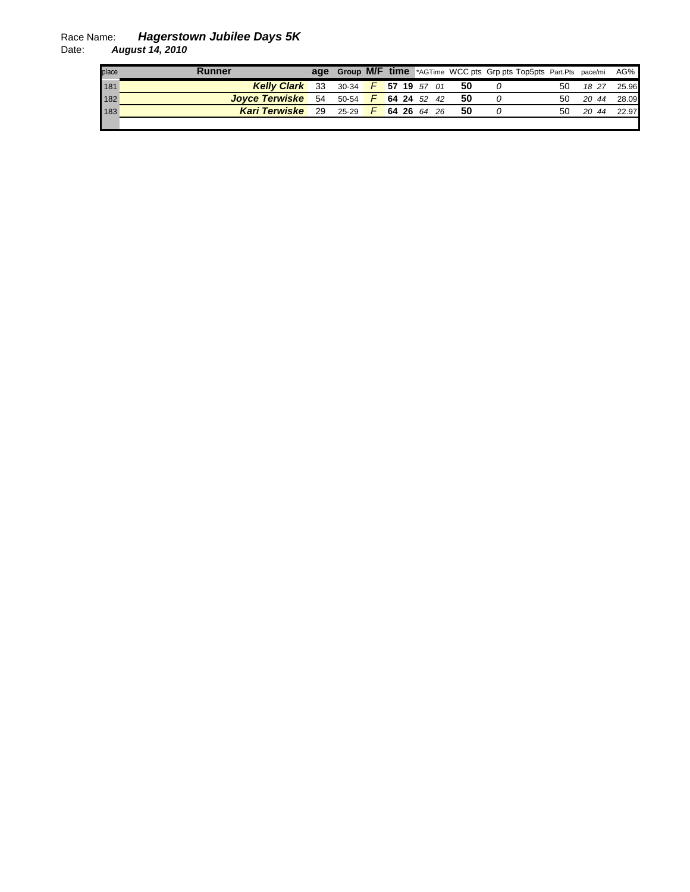Race Name: ***Hagerstown Jubilee Days 5K***
Date: ***August 14, 2010***

| place | Runner | age | Group | M/F | time | *AGTime | WCC pts | Grp pts | Top5pts | Part.Pts | pace/mi | AG% |
|---|---|---|---|---|---|---|---|---|---|---|---|---|
| 181 | ***Kelly Clark*** | 33 | 30-34 | *F* | **57 19** | *57 01* | **50** | *0* | | 50 | *18 27* | 25.96 |
| 182 | ***Joyce Terwiske*** | 54 | 50-54 | *F* | **64 24** | *52 42* | **50** | *0* | | 50 | *20 44* | 28.09 |
| 183 | ***Kari Terwiske*** | 29 | 25-29 | *F* | **64 26** | *64 26* | **50** | *0* | | 50 | *20 44* | 22.97 |